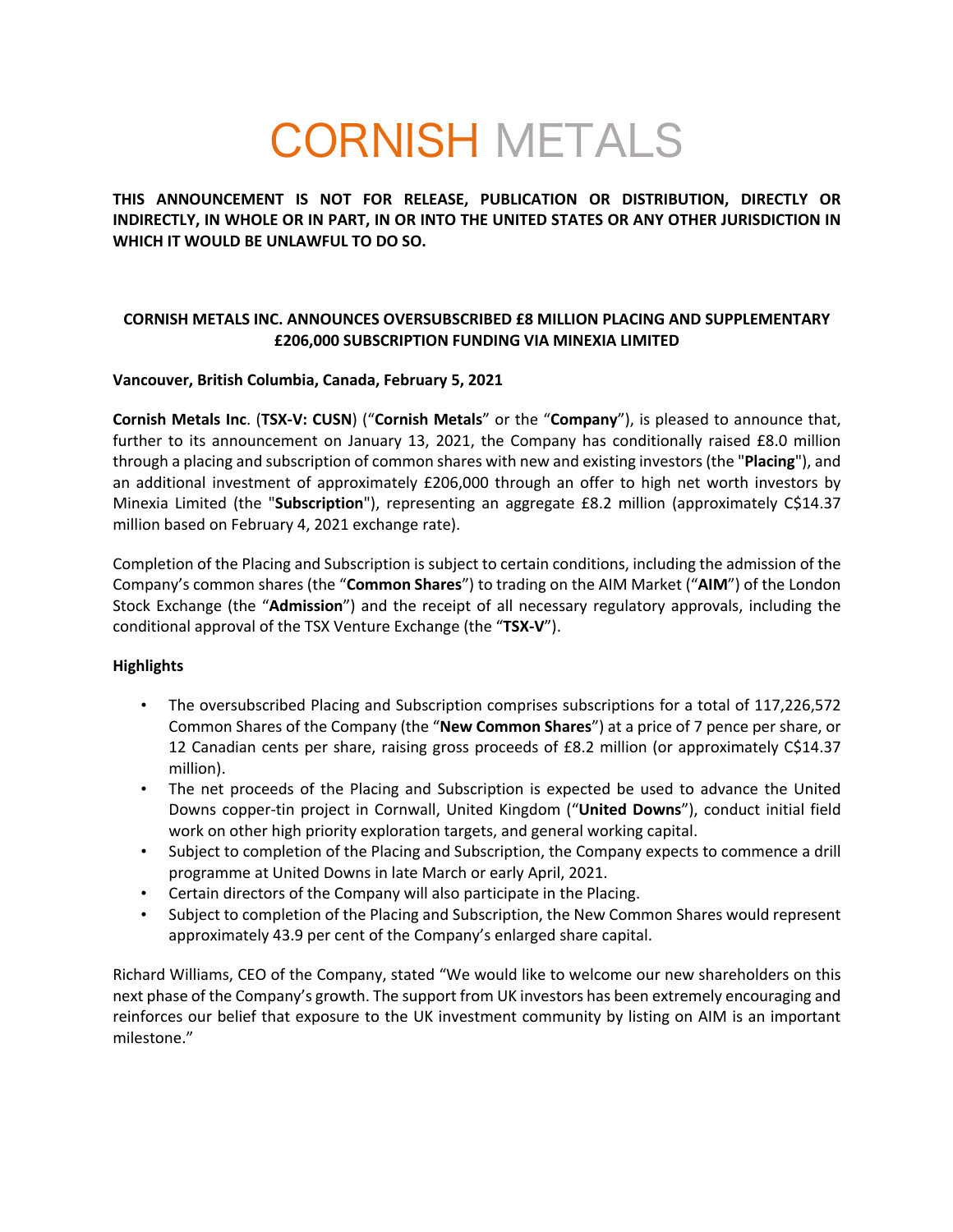# CORNISH METALS

**THIS ANNOUNCEMENT IS NOT FOR RELEASE, PUBLICATION OR DISTRIBUTION, DIRECTLY OR INDIRECTLY, IN WHOLE OR IN PART, IN OR INTO THE UNITED STATES OR ANY OTHER JURISDICTION IN WHICH IT WOULD BE UNLAWFUL TO DO SO.**

## CORNISH METALS INC. ANNOUNCES OVERSUBSCRIBED £8 MILLION PLACING AND SUPPLEMENTARY £206,000 SUBSCRIPTION FUNDING VIA MINEXIA LIMITED

**Vancouver, British Columbia, Canada, February 5, 2021**

**Cornish Metals Inc**. (**TSX-V: CUSN**) ("**Cornish Metals**" or the "**Company**"), is pleased to announce that, further to its announcement on January 13, 2021, the Company has conditionally raised £8.0 million through a placing and subscription of common shares with new and existing investors (the "**Placing**"), and an additional investment of approximately £206,000 through an offer to high net worth investors by Minexia Limited (the "**Subscription**"), representing an aggregate £8.2 million (approximately C$14.37 million based on February 4, 2021 exchange rate).

Completion of the Placing and Subscription is subject to certain conditions, including the admission of the Company's common shares (the "**Common Shares**") to trading on the AIM Market ("**AIM**") of the London Stock Exchange (the "**Admission**") and the receipt of all necessary regulatory approvals, including the conditional approval of the TSX Venture Exchange (the "**TSX-V**").

**Highlights**

- The oversubscribed Placing and Subscription comprises subscriptions for a total of 117,226,572 Common Shares of the Company (the "**New Common Shares**") at a price of 7 pence per share, or 12 Canadian cents per share, raising gross proceeds of £8.2 million (or approximately C$14.37 million).
- The net proceeds of the Placing and Subscription is expected be used to advance the United Downs copper-tin project in Cornwall, United Kingdom ("**United Downs**"), conduct initial field work on other high priority exploration targets, and general working capital.
- Subject to completion of the Placing and Subscription, the Company expects to commence a drill programme at United Downs in late March or early April, 2021.
- Certain directors of the Company will also participate in the Placing.
- Subject to completion of the Placing and Subscription, the New Common Shares would represent approximately 43.9 per cent of the Company's enlarged share capital.

Richard Williams, CEO of the Company, stated "We would like to welcome our new shareholders on this next phase of the Company's growth. The support from UK investors has been extremely encouraging and reinforces our belief that exposure to the UK investment community by listing on AIM is an important milestone."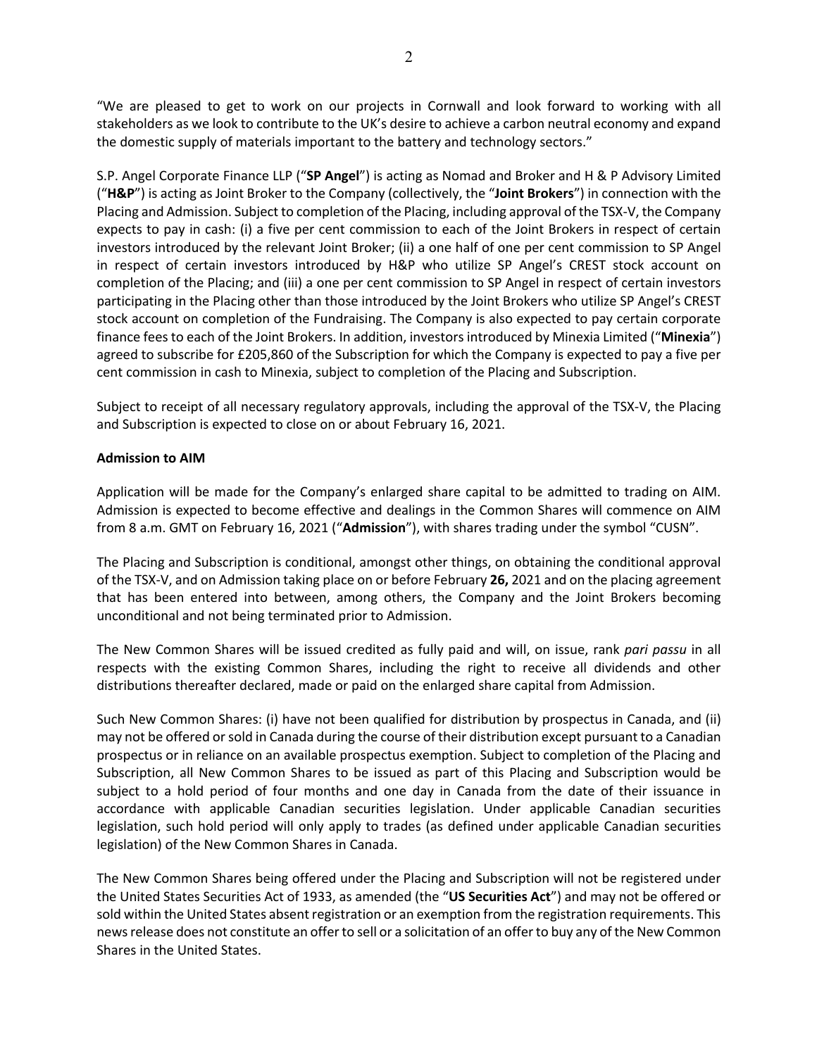"We are pleased to get to work on our projects in Cornwall and look forward to working with all stakeholders as we look to contribute to the UK's desire to achieve a carbon neutral economy and expand the domestic supply of materials important to the battery and technology sectors."

S.P. Angel Corporate Finance LLP ("**SP Angel**") is acting as Nomad and Broker and H & P Advisory Limited ("**H&P**") is acting as Joint Broker to the Company (collectively, the "**Joint Brokers**") in connection with the Placing and Admission. Subject to completion of the Placing, including approval of the TSX-V, the Company expects to pay in cash: (i) a five per cent commission to each of the Joint Brokers in respect of certain investors introduced by the relevant Joint Broker; (ii) a one half of one per cent commission to SP Angel in respect of certain investors introduced by H&P who utilize SP Angel's CREST stock account on completion of the Placing; and (iii) a one per cent commission to SP Angel in respect of certain investors participating in the Placing other than those introduced by the Joint Brokers who utilize SP Angel's CREST stock account on completion of the Fundraising. The Company is also expected to pay certain corporate finance fees to each of the Joint Brokers. In addition, investors introduced by Minexia Limited ("**Minexia**") agreed to subscribe for £205,860 of the Subscription for which the Company is expected to pay a five per cent commission in cash to Minexia, subject to completion of the Placing and Subscription.

Subject to receipt of all necessary regulatory approvals, including the approval of the TSX-V, the Placing and Subscription is expected to close on or about February 16, 2021.

**Admission to AIM**

Application will be made for the Company's enlarged share capital to be admitted to trading on AIM. Admission is expected to become effective and dealings in the Common Shares will commence on AIM from 8 a.m. GMT on February 16, 2021 ("**Admission**"), with shares trading under the symbol "CUSN".

The Placing and Subscription is conditional, amongst other things, on obtaining the conditional approval of the TSX-V, and on Admission taking place on or before February **26,** 2021 and on the placing agreement that has been entered into between, among others, the Company and the Joint Brokers becoming unconditional and not being terminated prior to Admission.

The New Common Shares will be issued credited as fully paid and will, on issue, rank *pari passu* in all respects with the existing Common Shares, including the right to receive all dividends and other distributions thereafter declared, made or paid on the enlarged share capital from Admission.

Such New Common Shares: (i) have not been qualified for distribution by prospectus in Canada, and (ii) may not be offered or sold in Canada during the course of their distribution except pursuant to a Canadian prospectus or in reliance on an available prospectus exemption. Subject to completion of the Placing and Subscription, all New Common Shares to be issued as part of this Placing and Subscription would be subject to a hold period of four months and one day in Canada from the date of their issuance in accordance with applicable Canadian securities legislation. Under applicable Canadian securities legislation, such hold period will only apply to trades (as defined under applicable Canadian securities legislation) of the New Common Shares in Canada.

The New Common Shares being offered under the Placing and Subscription will not be registered under the United States Securities Act of 1933, as amended (the "**US Securities Act**") and may not be offered or sold within the United States absent registration or an exemption from the registration requirements. This news release does not constitute an offer to sell or a solicitation of an offer to buy any of the New Common Shares in the United States.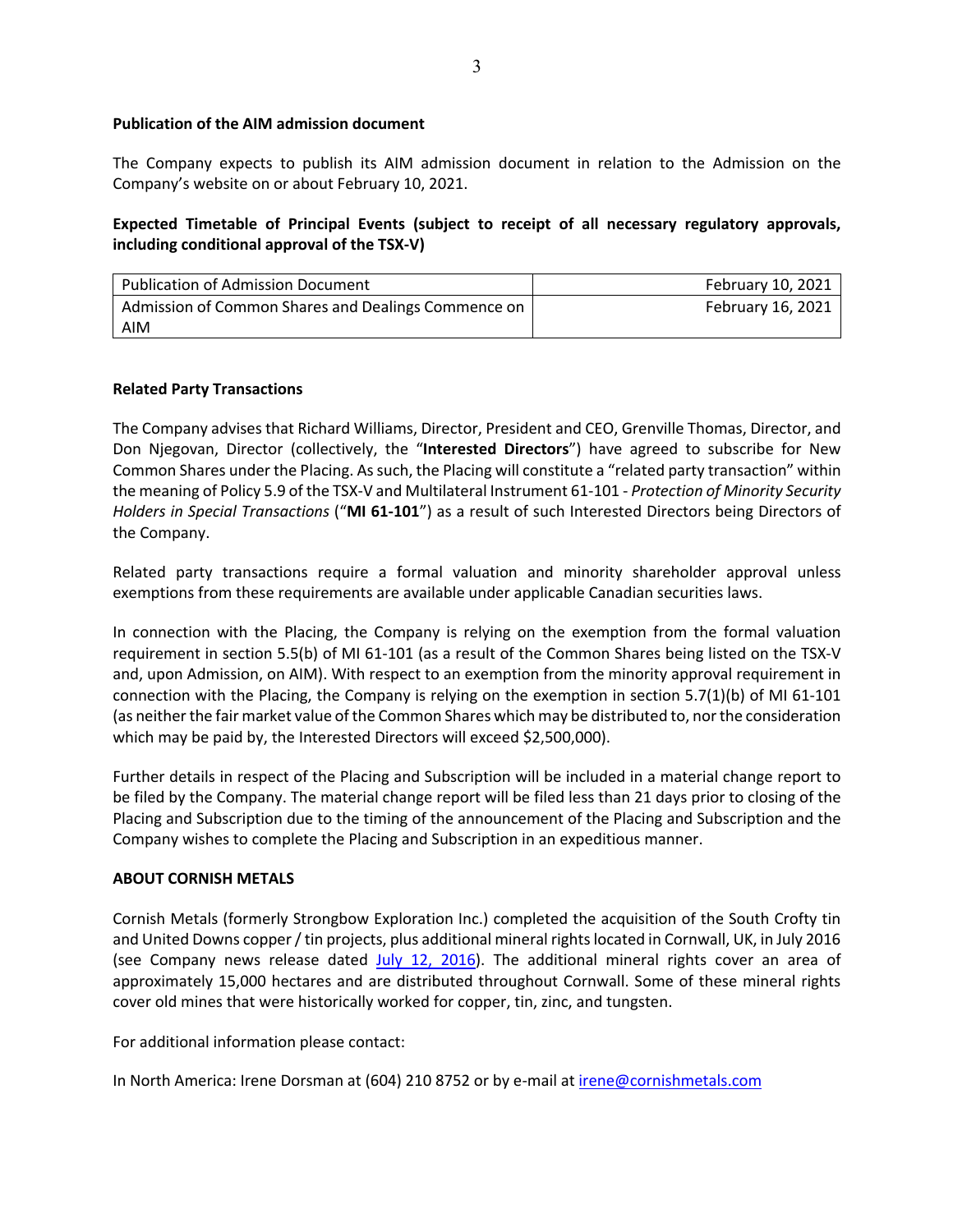**Publication of the AIM admission document**

The Company expects to publish its AIM admission document in relation to the Admission on the Company's website on or about February 10, 2021.

**Expected Timetable of Principal Events (subject to receipt of all necessary regulatory approvals, including conditional approval of the TSX-V)**

| | |
|---|---|
| Publication of Admission Document | February 10, 2021 |
| Admission of Common Shares and Dealings Commence on AIM | February 16, 2021 |

**Related Party Transactions**

The Company advises that Richard Williams, Director, President and CEO, Grenville Thomas, Director, and Don Njegovan, Director (collectively, the "**Interested Directors**") have agreed to subscribe for New Common Shares under the Placing. As such, the Placing will constitute a "related party transaction" within the meaning of Policy 5.9 of the TSX-V and Multilateral Instrument 61-101 - *Protection of Minority Security Holders in Special Transactions* ("**MI 61-101**") as a result of such Interested Directors being Directors of the Company.

Related party transactions require a formal valuation and minority shareholder approval unless exemptions from these requirements are available under applicable Canadian securities laws.

In connection with the Placing, the Company is relying on the exemption from the formal valuation requirement in section 5.5(b) of MI 61-101 (as a result of the Common Shares being listed on the TSX-V and, upon Admission, on AIM). With respect to an exemption from the minority approval requirement in connection with the Placing, the Company is relying on the exemption in section 5.7(1)(b) of MI 61-101 (as neither the fair market value of the Common Shares which may be distributed to, nor the consideration which may be paid by, the Interested Directors will exceed $2,500,000).

Further details in respect of the Placing and Subscription will be included in a material change report to be filed by the Company. The material change report will be filed less than 21 days prior to closing of the Placing and Subscription due to the timing of the announcement of the Placing and Subscription and the Company wishes to complete the Placing and Subscription in an expeditious manner.

**ABOUT CORNISH METALS**

Cornish Metals (formerly Strongbow Exploration Inc.) completed the acquisition of the South Crofty tin and United Downs copper / tin projects, plus additional mineral rights located in Cornwall, UK, in July 2016 (see Company news release dated July 12, 2016). The additional mineral rights cover an area of approximately 15,000 hectares and are distributed throughout Cornwall. Some of these mineral rights cover old mines that were historically worked for copper, tin, zinc, and tungsten.

For additional information please contact:

In North America: Irene Dorsman at (604) 210 8752 or by e-mail at irene@cornishmetals.com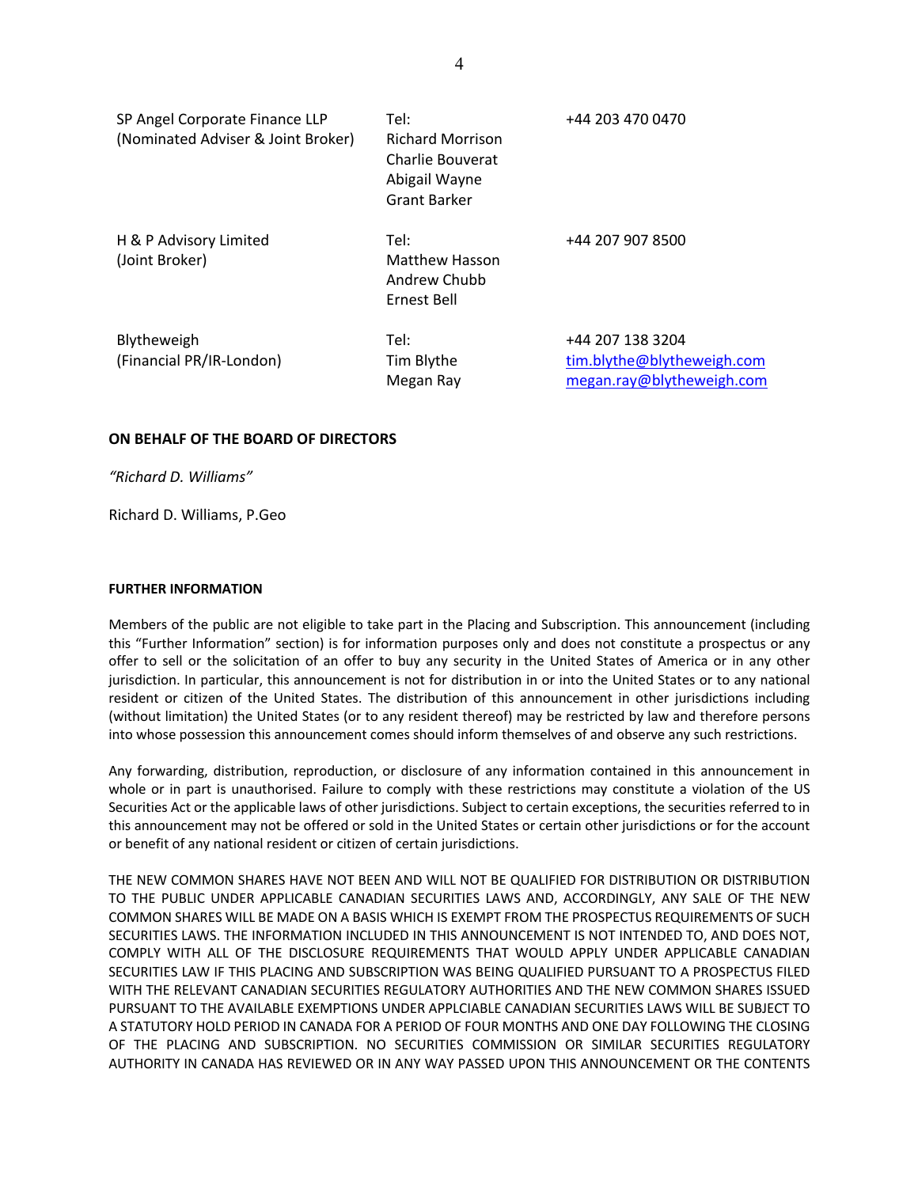| | | |
|---|---|---|
| SP Angel Corporate Finance LLP<br>(Nominated Adviser & Joint Broker) | Tel:<br>Richard Morrison<br>Charlie Bouverat<br>Abigail Wayne<br>Grant Barker | +44 203 470 0470 |
| H & P Advisory Limited<br>(Joint Broker) | Tel:<br>Matthew Hasson<br>Andrew Chubb<br>Ernest Bell | +44 207 907 8500 |
| Blytheweigh<br>(Financial PR/IR-London) | Tel:<br>Tim Blythe<br>Megan Ray | +44 207 138 3204<br>tim.blythe@blytheweigh.com<br>megan.ray@blytheweigh.com |

**ON BEHALF OF THE BOARD OF DIRECTORS**

*"Richard D. Williams"*

Richard D. Williams, P.Geo

**FURTHER INFORMATION**

Members of the public are not eligible to take part in the Placing and Subscription. This announcement (including this "Further Information" section) is for information purposes only and does not constitute a prospectus or any offer to sell or the solicitation of an offer to buy any security in the United States of America or in any other jurisdiction. In particular, this announcement is not for distribution in or into the United States or to any national resident or citizen of the United States. The distribution of this announcement in other jurisdictions including (without limitation) the United States (or to any resident thereof) may be restricted by law and therefore persons into whose possession this announcement comes should inform themselves of and observe any such restrictions.

Any forwarding, distribution, reproduction, or disclosure of any information contained in this announcement in whole or in part is unauthorised. Failure to comply with these restrictions may constitute a violation of the US Securities Act or the applicable laws of other jurisdictions. Subject to certain exceptions, the securities referred to in this announcement may not be offered or sold in the United States or certain other jurisdictions or for the account or benefit of any national resident or citizen of certain jurisdictions.

THE NEW COMMON SHARES HAVE NOT BEEN AND WILL NOT BE QUALIFIED FOR DISTRIBUTION OR DISTRIBUTION TO THE PUBLIC UNDER APPLICABLE CANADIAN SECURITIES LAWS AND, ACCORDINGLY, ANY SALE OF THE NEW COMMON SHARES WILL BE MADE ON A BASIS WHICH IS EXEMPT FROM THE PROSPECTUS REQUIREMENTS OF SUCH SECURITIES LAWS. THE INFORMATION INCLUDED IN THIS ANNOUNCEMENT IS NOT INTENDED TO, AND DOES NOT, COMPLY WITH ALL OF THE DISCLOSURE REQUIREMENTS THAT WOULD APPLY UNDER APPLICABLE CANADIAN SECURITIES LAW IF THIS PLACING AND SUBSCRIPTION WAS BEING QUALIFIED PURSUANT TO A PROSPECTUS FILED WITH THE RELEVANT CANADIAN SECURITIES REGULATORY AUTHORITIES AND THE NEW COMMON SHARES ISSUED PURSUANT TO THE AVAILABLE EXEMPTIONS UNDER APPLCIABLE CANADIAN SECURITIES LAWS WILL BE SUBJECT TO A STATUTORY HOLD PERIOD IN CANADA FOR A PERIOD OF FOUR MONTHS AND ONE DAY FOLLOWING THE CLOSING OF THE PLACING AND SUBSCRIPTION. NO SECURITIES COMMISSION OR SIMILAR SECURITIES REGULATORY AUTHORITY IN CANADA HAS REVIEWED OR IN ANY WAY PASSED UPON THIS ANNOUNCEMENT OR THE CONTENTS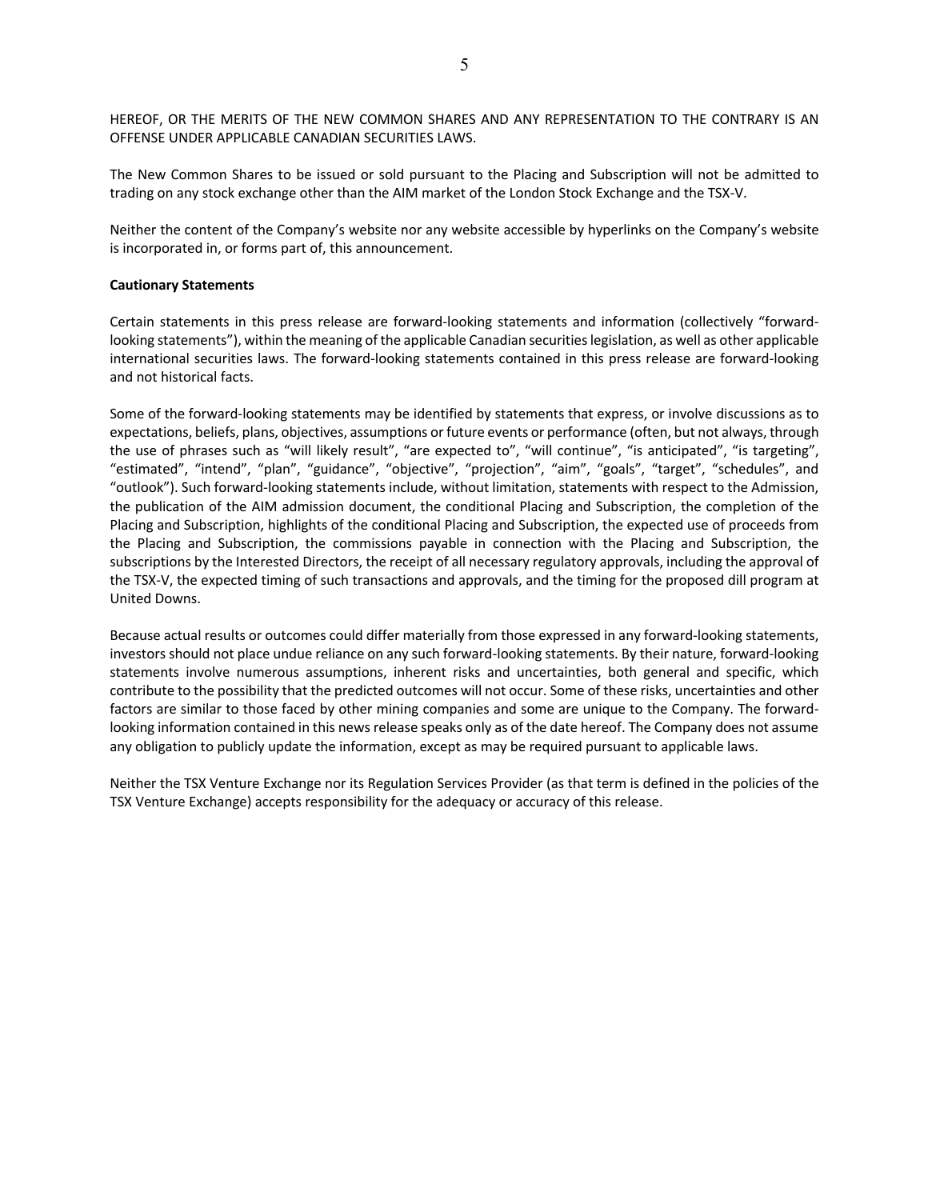HEREOF, OR THE MERITS OF THE NEW COMMON SHARES AND ANY REPRESENTATION TO THE CONTRARY IS AN OFFENSE UNDER APPLICABLE CANADIAN SECURITIES LAWS.

The New Common Shares to be issued or sold pursuant to the Placing and Subscription will not be admitted to trading on any stock exchange other than the AIM market of the London Stock Exchange and the TSX-V.

Neither the content of the Company's website nor any website accessible by hyperlinks on the Company's website is incorporated in, or forms part of, this announcement.

**Cautionary Statements**

Certain statements in this press release are forward-looking statements and information (collectively "forward-looking statements"), within the meaning of the applicable Canadian securities legislation, as well as other applicable international securities laws. The forward-looking statements contained in this press release are forward-looking and not historical facts.

Some of the forward-looking statements may be identified by statements that express, or involve discussions as to expectations, beliefs, plans, objectives, assumptions or future events or performance (often, but not always, through the use of phrases such as "will likely result", "are expected to", "will continue", "is anticipated", "is targeting", "estimated", "intend", "plan", "guidance", "objective", "projection", "aim", "goals", "target", "schedules", and "outlook"). Such forward-looking statements include, without limitation, statements with respect to the Admission, the publication of the AIM admission document, the conditional Placing and Subscription, the completion of the Placing and Subscription, highlights of the conditional Placing and Subscription, the expected use of proceeds from the Placing and Subscription, the commissions payable in connection with the Placing and Subscription, the subscriptions by the Interested Directors, the receipt of all necessary regulatory approvals, including the approval of the TSX-V, the expected timing of such transactions and approvals, and the timing for the proposed dill program at United Downs.

Because actual results or outcomes could differ materially from those expressed in any forward-looking statements, investors should not place undue reliance on any such forward-looking statements. By their nature, forward-looking statements involve numerous assumptions, inherent risks and uncertainties, both general and specific, which contribute to the possibility that the predicted outcomes will not occur. Some of these risks, uncertainties and other factors are similar to those faced by other mining companies and some are unique to the Company. The forward-looking information contained in this news release speaks only as of the date hereof. The Company does not assume any obligation to publicly update the information, except as may be required pursuant to applicable laws.

Neither the TSX Venture Exchange nor its Regulation Services Provider (as that term is defined in the policies of the TSX Venture Exchange) accepts responsibility for the adequacy or accuracy of this release.